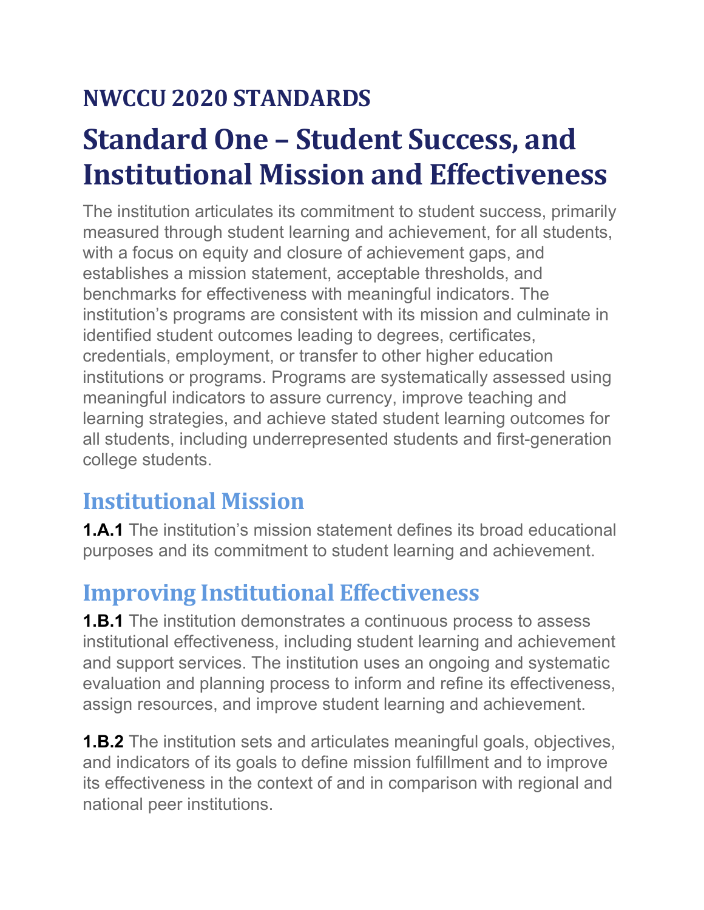## NWCCU 2020 STANDARDS

# Standard One – Student Success, and Institutional Mission and Effectiveness

The institution articulates its commitment to student success, primarily measured through student learning and achievement, for all students, with a focus on equity and closure of achievement gaps, and establishes a mission statement, acceptable thresholds, and benchmarks for effectiveness with meaningful indicators. The institution's programs are consistent with its mission and culminate in identified student outcomes leading to degrees, certificates, credentials, employment, or transfer to other higher education institutions or programs. Programs are systematically assessed using meaningful indicators to assure currency, improve teaching and learning strategies, and achieve stated student learning outcomes for all students, including underrepresented students and first-generation college students.

## Institutional Mission

**1.A.1** The institution's mission statement defines its broad educational purposes and its commitment to student learning and achievement.

## Improving Institutional Effectiveness

**1.B.1** The institution demonstrates a continuous process to assess institutional effectiveness, including student learning and achievement and support services. The institution uses an ongoing and systematic evaluation and planning process to inform and refine its effectiveness, assign resources, and improve student learning and achievement.

**1.B.2** The institution sets and articulates meaningful goals, objectives, and indicators of its goals to define mission fulfillment and to improve its effectiveness in the context of and in comparison with regional and national peer institutions.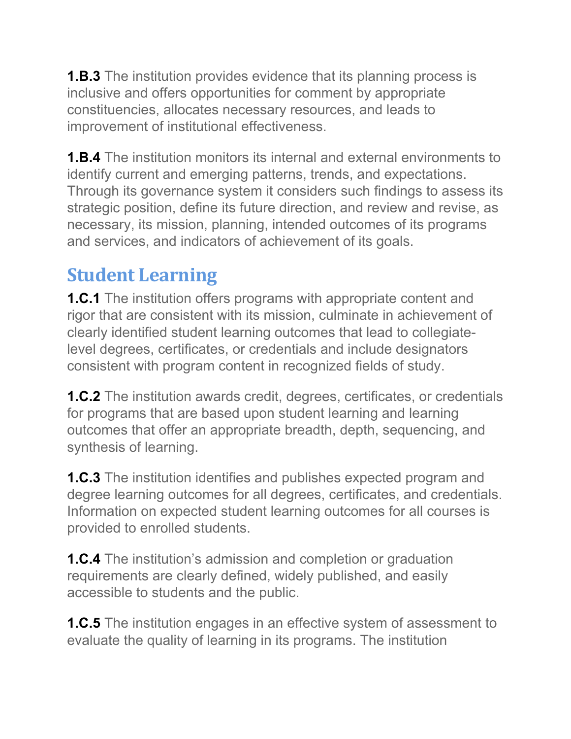**1.B.3** The institution provides evidence that its planning process is inclusive and offers opportunities for comment by appropriate constituencies, allocates necessary resources, and leads to improvement of institutional effectiveness.

**1.B.4** The institution monitors its internal and external environments to identify current and emerging patterns, trends, and expectations. Through its governance system it considers such findings to assess its strategic position, define its future direction, and review and revise, as necessary, its mission, planning, intended outcomes of its programs and services, and indicators of achievement of its goals.

## Student Learning

**1.C.1** The institution offers programs with appropriate content and rigor that are consistent with its mission, culminate in achievement of clearly identified student learning outcomes that lead to collegiate-level degrees, certificates, or credentials and include designators consistent with program content in recognized fields of study.

**1.C.2** The institution awards credit, degrees, certificates, or credentials for programs that are based upon student learning and learning outcomes that offer an appropriate breadth, depth, sequencing, and synthesis of learning.

**1.C.3** The institution identifies and publishes expected program and degree learning outcomes for all degrees, certificates, and credentials. Information on expected student learning outcomes for all courses is provided to enrolled students.

**1.C.4** The institution's admission and completion or graduation requirements are clearly defined, widely published, and easily accessible to students and the public.

**1.C.5** The institution engages in an effective system of assessment to evaluate the quality of learning in its programs. The institution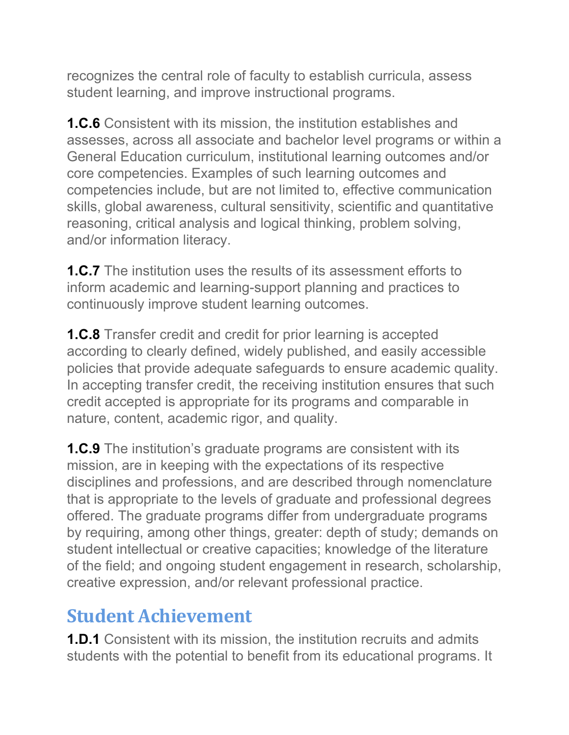recognizes the central role of faculty to establish curricula, assess student learning, and improve instructional programs.

**1.C.6** Consistent with its mission, the institution establishes and assesses, across all associate and bachelor level programs or within a General Education curriculum, institutional learning outcomes and/or core competencies. Examples of such learning outcomes and competencies include, but are not limited to, effective communication skills, global awareness, cultural sensitivity, scientific and quantitative reasoning, critical analysis and logical thinking, problem solving, and/or information literacy.

**1.C.7** The institution uses the results of its assessment efforts to inform academic and learning-support planning and practices to continuously improve student learning outcomes.

**1.C.8** Transfer credit and credit for prior learning is accepted according to clearly defined, widely published, and easily accessible policies that provide adequate safeguards to ensure academic quality. In accepting transfer credit, the receiving institution ensures that such credit accepted is appropriate for its programs and comparable in nature, content, academic rigor, and quality.

**1.C.9** The institution's graduate programs are consistent with its mission, are in keeping with the expectations of its respective disciplines and professions, and are described through nomenclature that is appropriate to the levels of graduate and professional degrees offered. The graduate programs differ from undergraduate programs by requiring, among other things, greater: depth of study; demands on student intellectual or creative capacities; knowledge of the literature of the field; and ongoing student engagement in research, scholarship, creative expression, and/or relevant professional practice.

## Student Achievement

**1.D.1** Consistent with its mission, the institution recruits and admits students with the potential to benefit from its educational programs. It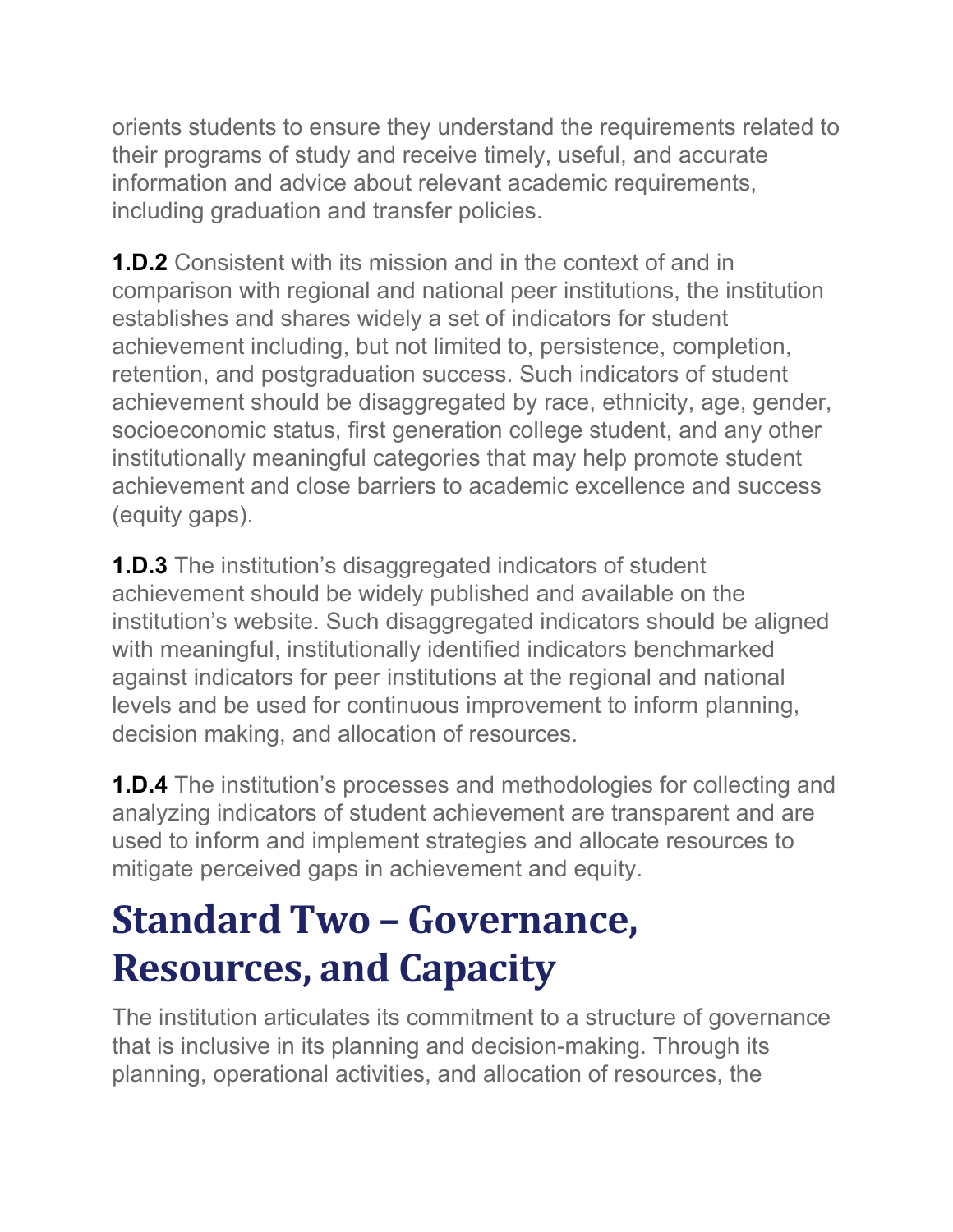orients students to ensure they understand the requirements related to their programs of study and receive timely, useful, and accurate information and advice about relevant academic requirements, including graduation and transfer policies.

**1.D.2** Consistent with its mission and in the context of and in comparison with regional and national peer institutions, the institution establishes and shares widely a set of indicators for student achievement including, but not limited to, persistence, completion, retention, and postgraduation success. Such indicators of student achievement should be disaggregated by race, ethnicity, age, gender, socioeconomic status, first generation college student, and any other institutionally meaningful categories that may help promote student achievement and close barriers to academic excellence and success (equity gaps).

**1.D.3** The institution's disaggregated indicators of student achievement should be widely published and available on the institution's website. Such disaggregated indicators should be aligned with meaningful, institutionally identified indicators benchmarked against indicators for peer institutions at the regional and national levels and be used for continuous improvement to inform planning, decision making, and allocation of resources.

**1.D.4** The institution's processes and methodologies for collecting and analyzing indicators of student achievement are transparent and are used to inform and implement strategies and allocate resources to mitigate perceived gaps in achievement and equity.

# Standard Two – Governance, Resources, and Capacity

The institution articulates its commitment to a structure of governance that is inclusive in its planning and decision-making. Through its planning, operational activities, and allocation of resources, the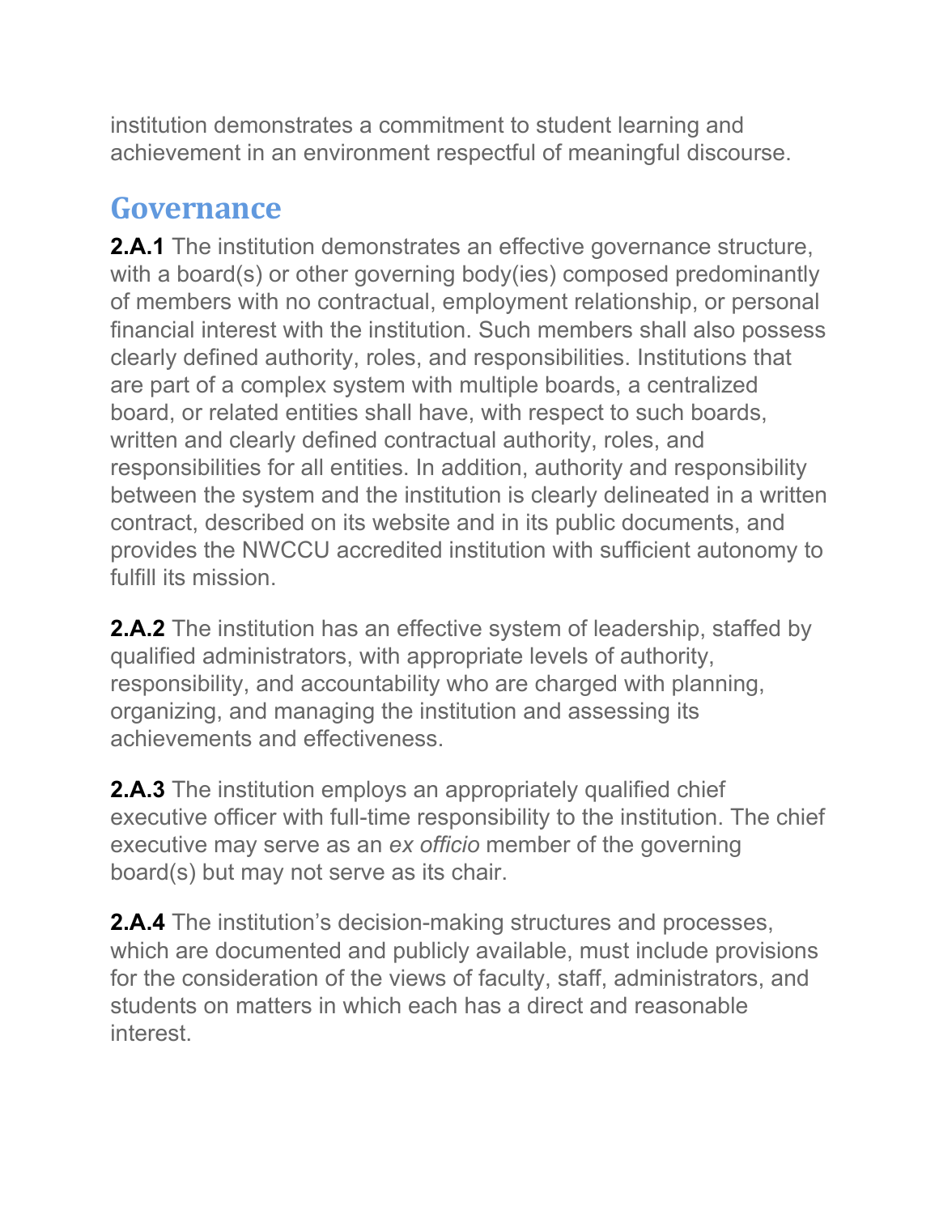institution demonstrates a commitment to student learning and achievement in an environment respectful of meaningful discourse.

## Governance

**2.A.1** The institution demonstrates an effective governance structure, with a board(s) or other governing body(ies) composed predominantly of members with no contractual, employment relationship, or personal financial interest with the institution. Such members shall also possess clearly defined authority, roles, and responsibilities. Institutions that are part of a complex system with multiple boards, a centralized board, or related entities shall have, with respect to such boards, written and clearly defined contractual authority, roles, and responsibilities for all entities. In addition, authority and responsibility between the system and the institution is clearly delineated in a written contract, described on its website and in its public documents, and provides the NWCCU accredited institution with sufficient autonomy to fulfill its mission.

**2.A.2** The institution has an effective system of leadership, staffed by qualified administrators, with appropriate levels of authority, responsibility, and accountability who are charged with planning, organizing, and managing the institution and assessing its achievements and effectiveness.

**2.A.3** The institution employs an appropriately qualified chief executive officer with full-time responsibility to the institution. The chief executive may serve as an *ex officio* member of the governing board(s) but may not serve as its chair.

**2.A.4** The institution's decision-making structures and processes, which are documented and publicly available, must include provisions for the consideration of the views of faculty, staff, administrators, and students on matters in which each has a direct and reasonable interest.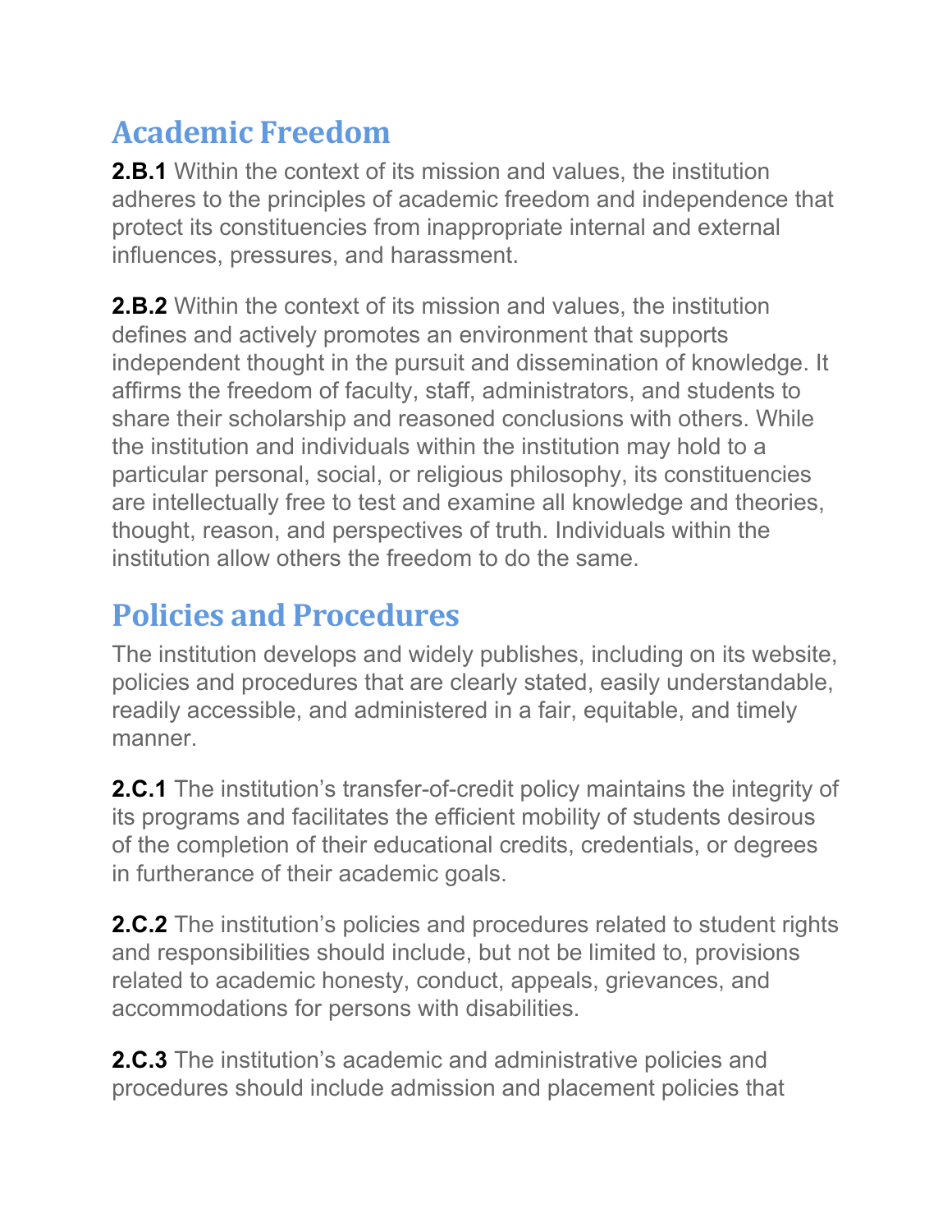## Academic Freedom

**2.B.1** Within the context of its mission and values, the institution adheres to the principles of academic freedom and independence that protect its constituencies from inappropriate internal and external influences, pressures, and harassment.

**2.B.2** Within the context of its mission and values, the institution defines and actively promotes an environment that supports independent thought in the pursuit and dissemination of knowledge. It affirms the freedom of faculty, staff, administrators, and students to share their scholarship and reasoned conclusions with others. While the institution and individuals within the institution may hold to a particular personal, social, or religious philosophy, its constituencies are intellectually free to test and examine all knowledge and theories, thought, reason, and perspectives of truth. Individuals within the institution allow others the freedom to do the same.

## Policies and Procedures

The institution develops and widely publishes, including on its website, policies and procedures that are clearly stated, easily understandable, readily accessible, and administered in a fair, equitable, and timely manner.

**2.C.1** The institution's transfer-of-credit policy maintains the integrity of its programs and facilitates the efficient mobility of students desirous of the completion of their educational credits, credentials, or degrees in furtherance of their academic goals.

**2.C.2** The institution's policies and procedures related to student rights and responsibilities should include, but not be limited to, provisions related to academic honesty, conduct, appeals, grievances, and accommodations for persons with disabilities.

**2.C.3** The institution's academic and administrative policies and procedures should include admission and placement policies that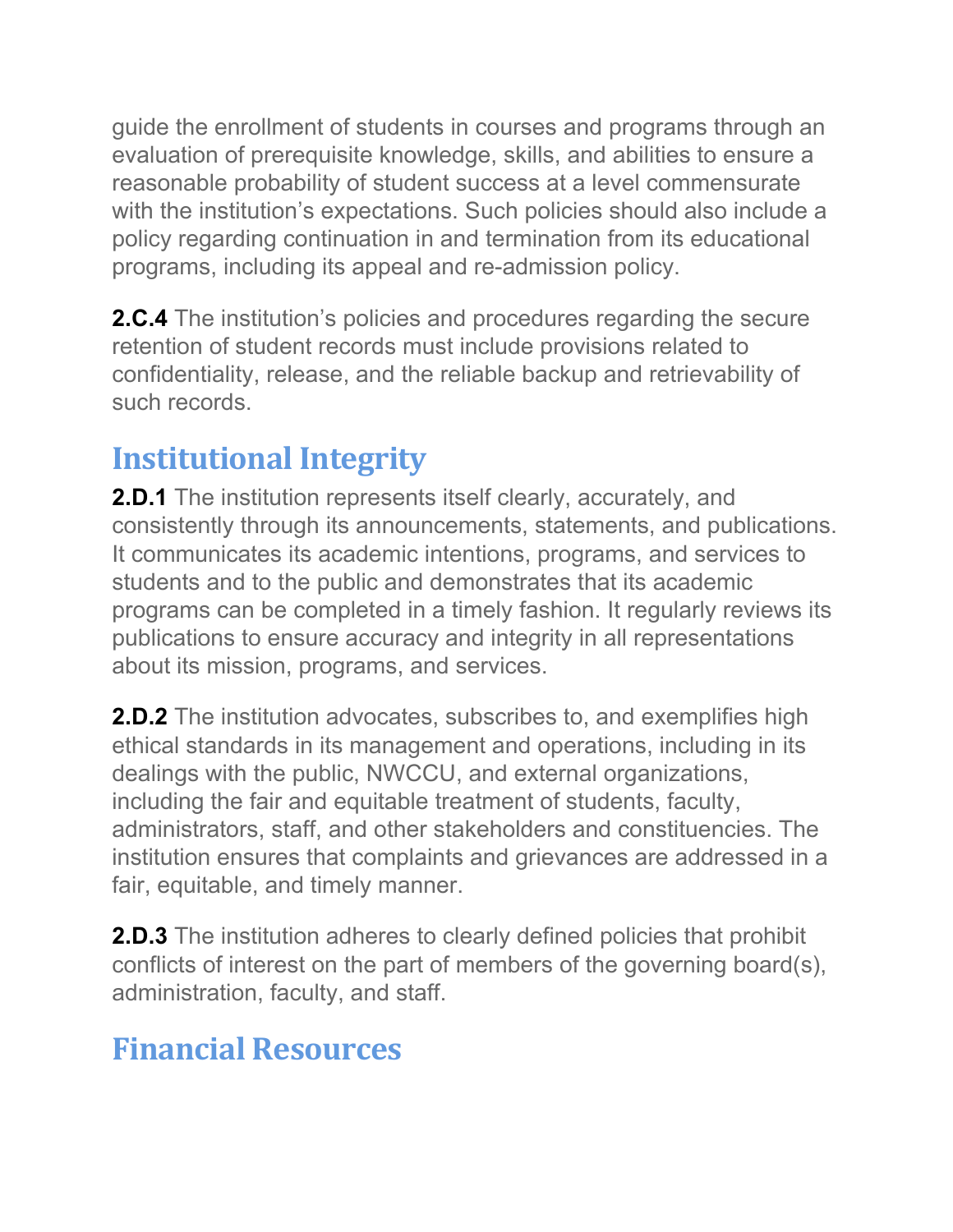guide the enrollment of students in courses and programs through an evaluation of prerequisite knowledge, skills, and abilities to ensure a reasonable probability of student success at a level commensurate with the institution's expectations. Such policies should also include a policy regarding continuation in and termination from its educational programs, including its appeal and re-admission policy.

**2.C.4** The institution's policies and procedures regarding the secure retention of student records must include provisions related to confidentiality, release, and the reliable backup and retrievability of such records.

## Institutional Integrity

**2.D.1** The institution represents itself clearly, accurately, and consistently through its announcements, statements, and publications. It communicates its academic intentions, programs, and services to students and to the public and demonstrates that its academic programs can be completed in a timely fashion. It regularly reviews its publications to ensure accuracy and integrity in all representations about its mission, programs, and services.

**2.D.2** The institution advocates, subscribes to, and exemplifies high ethical standards in its management and operations, including in its dealings with the public, NWCCU, and external organizations, including the fair and equitable treatment of students, faculty, administrators, staff, and other stakeholders and constituencies. The institution ensures that complaints and grievances are addressed in a fair, equitable, and timely manner.

**2.D.3** The institution adheres to clearly defined policies that prohibit conflicts of interest on the part of members of the governing board(s), administration, faculty, and staff.

## Financial Resources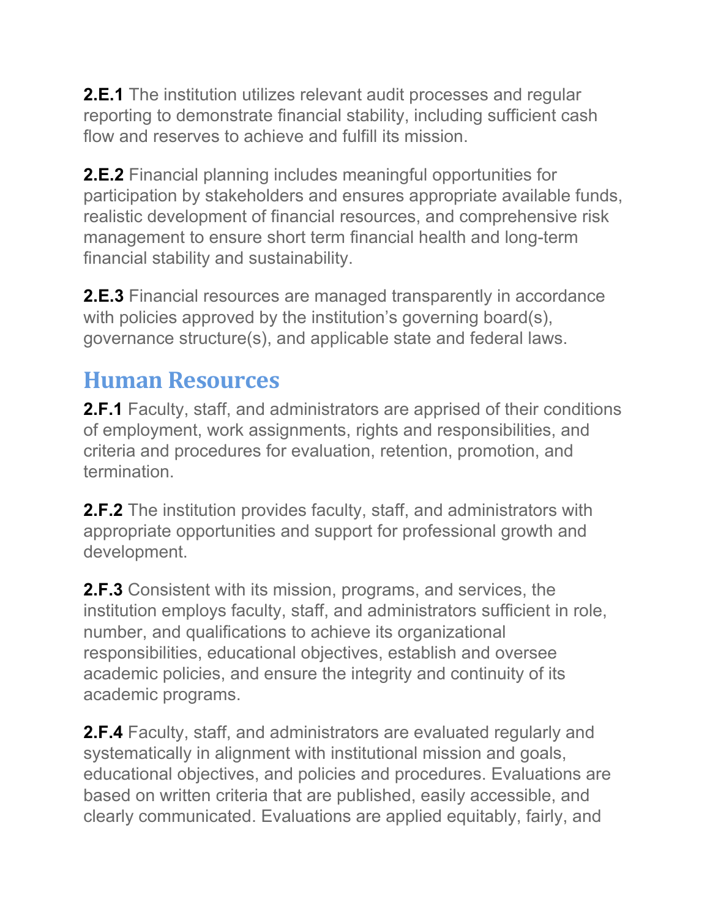**2.E.1** The institution utilizes relevant audit processes and regular reporting to demonstrate financial stability, including sufficient cash flow and reserves to achieve and fulfill its mission.

**2.E.2** Financial planning includes meaningful opportunities for participation by stakeholders and ensures appropriate available funds, realistic development of financial resources, and comprehensive risk management to ensure short term financial health and long-term financial stability and sustainability.

**2.E.3** Financial resources are managed transparently in accordance with policies approved by the institution's governing board(s), governance structure(s), and applicable state and federal laws.

## Human Resources

**2.F.1** Faculty, staff, and administrators are apprised of their conditions of employment, work assignments, rights and responsibilities, and criteria and procedures for evaluation, retention, promotion, and termination.

**2.F.2** The institution provides faculty, staff, and administrators with appropriate opportunities and support for professional growth and development.

**2.F.3** Consistent with its mission, programs, and services, the institution employs faculty, staff, and administrators sufficient in role, number, and qualifications to achieve its organizational responsibilities, educational objectives, establish and oversee academic policies, and ensure the integrity and continuity of its academic programs.

**2.F.4** Faculty, staff, and administrators are evaluated regularly and systematically in alignment with institutional mission and goals, educational objectives, and policies and procedures. Evaluations are based on written criteria that are published, easily accessible, and clearly communicated. Evaluations are applied equitably, fairly, and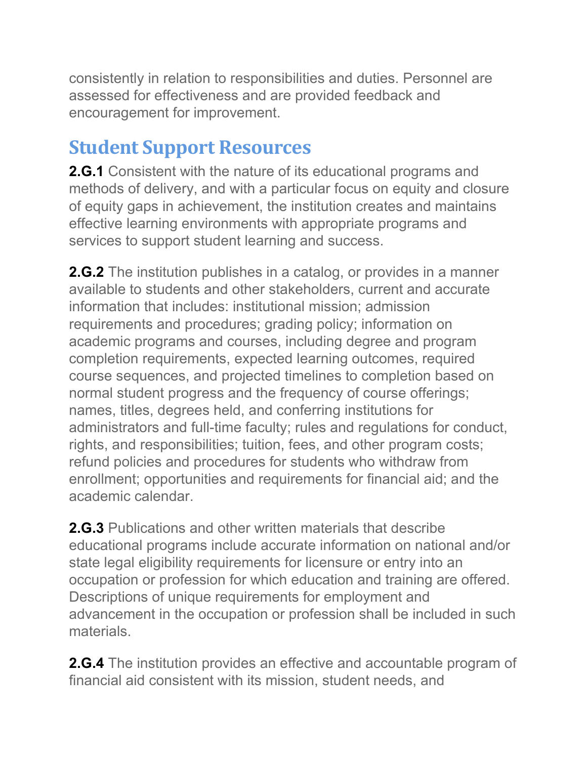consistently in relation to responsibilities and duties. Personnel are assessed for effectiveness and are provided feedback and encouragement for improvement.

## Student Support Resources

**2.G.1** Consistent with the nature of its educational programs and methods of delivery, and with a particular focus on equity and closure of equity gaps in achievement, the institution creates and maintains effective learning environments with appropriate programs and services to support student learning and success.

**2.G.2** The institution publishes in a catalog, or provides in a manner available to students and other stakeholders, current and accurate information that includes: institutional mission; admission requirements and procedures; grading policy; information on academic programs and courses, including degree and program completion requirements, expected learning outcomes, required course sequences, and projected timelines to completion based on normal student progress and the frequency of course offerings; names, titles, degrees held, and conferring institutions for administrators and full-time faculty; rules and regulations for conduct, rights, and responsibilities; tuition, fees, and other program costs; refund policies and procedures for students who withdraw from enrollment; opportunities and requirements for financial aid; and the academic calendar.

**2.G.3** Publications and other written materials that describe educational programs include accurate information on national and/or state legal eligibility requirements for licensure or entry into an occupation or profession for which education and training are offered. Descriptions of unique requirements for employment and advancement in the occupation or profession shall be included in such materials.

**2.G.4** The institution provides an effective and accountable program of financial aid consistent with its mission, student needs, and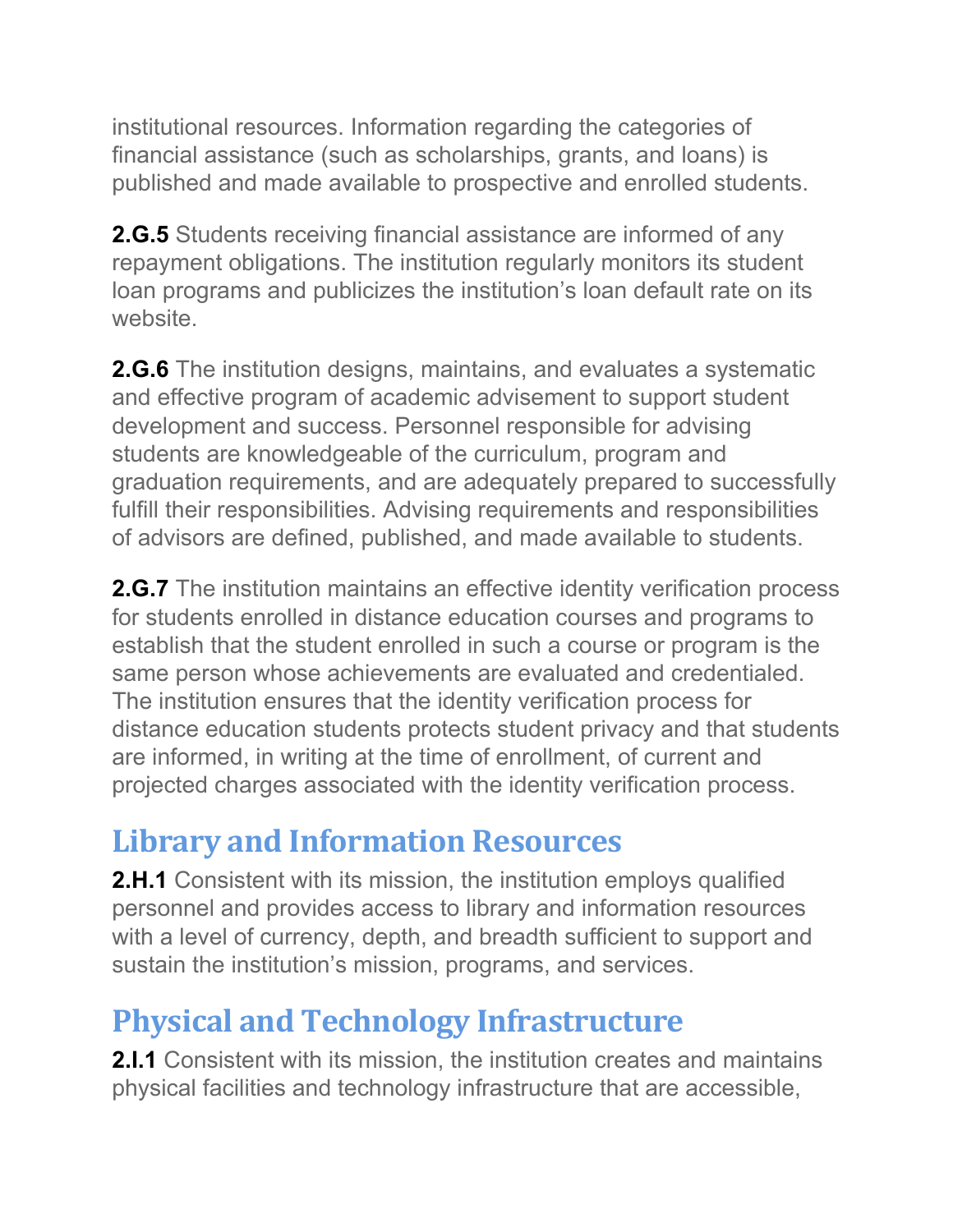institutional resources. Information regarding the categories of financial assistance (such as scholarships, grants, and loans) is published and made available to prospective and enrolled students.

**2.G.5** Students receiving financial assistance are informed of any repayment obligations. The institution regularly monitors its student loan programs and publicizes the institution's loan default rate on its website.

**2.G.6** The institution designs, maintains, and evaluates a systematic and effective program of academic advisement to support student development and success. Personnel responsible for advising students are knowledgeable of the curriculum, program and graduation requirements, and are adequately prepared to successfully fulfill their responsibilities. Advising requirements and responsibilities of advisors are defined, published, and made available to students.

**2.G.7** The institution maintains an effective identity verification process for students enrolled in distance education courses and programs to establish that the student enrolled in such a course or program is the same person whose achievements are evaluated and credentialed. The institution ensures that the identity verification process for distance education students protects student privacy and that students are informed, in writing at the time of enrollment, of current and projected charges associated with the identity verification process.

## Library and Information Resources

**2.H.1** Consistent with its mission, the institution employs qualified personnel and provides access to library and information resources with a level of currency, depth, and breadth sufficient to support and sustain the institution's mission, programs, and services.

## Physical and Technology Infrastructure

**2.I.1** Consistent with its mission, the institution creates and maintains physical facilities and technology infrastructure that are accessible,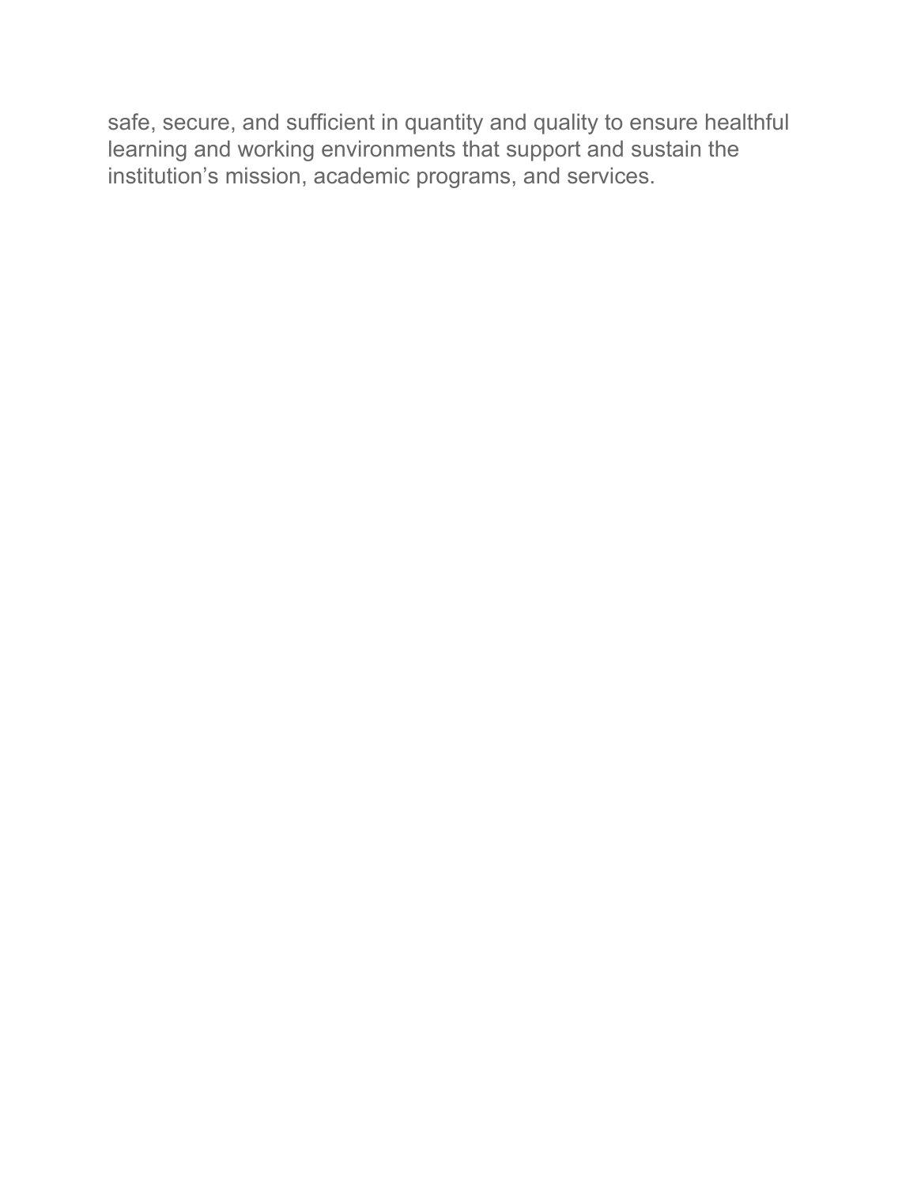safe, secure, and sufficient in quantity and quality to ensure healthful learning and working environments that support and sustain the institution's mission, academic programs, and services.